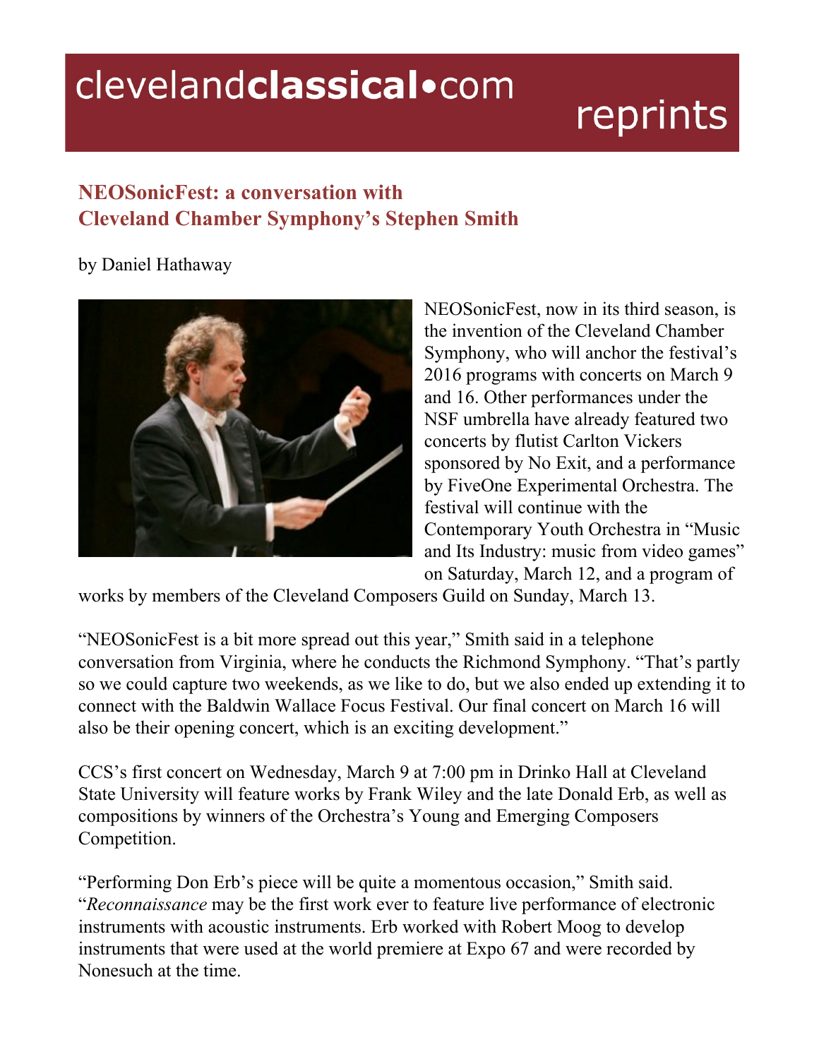# NEOSonicFest: a conversation with Cleveland Chamber Symphony's Stephen Smith

by Daniel Hathaway

NEOSonicFest, now in its third season, is the invention of the Cleveland Chamber Symphony, who will anchor the festival's 2016 programs with concerts on March 9 and 16. Other performances under the NSF umbrella have already featured two concerts by flutist Carlton Vickers sponsored by No Exit, and a performance by FiveOne Experimental Orchestra. The festival will continue with the Contemporary Youth Orchestra in "Music and Its Industry: music from video games" on Saturday, March 12, and a program of works by members of the Cleveland Composers Guild on Sunday, March 13.

"NEOSonicFest is a bit more spread out this year," Smith said in a telephone conversation from Virginia, where he conducts the Richmond Symphony. "That's partly so we could capture two weekends, as we like to do, but we also ended up extending it to connect with the Baldwin Wallace Focus Festival. Our final concert on March 16 will also be their opening concert, which is an exciting development."

CCS's first concert on Wednesday, March 9 at 7:00 pm in Drinko Hall at Cleveland State University will feature works by Frank Wiley and the late Donald Erb, as well as compositions by winners of the Orchestra's Young and Emerging Composers Competition.

"Performing Don Erb's piece will be quite a momentous occasion," Smith said. "*Reconnaissance* may be the first work ever to feature live performance of electronic instruments with acoustic instruments. Erb worked with Robert Moog to develop instruments that were used at the world premiere at Expo 67 and were recorded by Nonesuch at the time.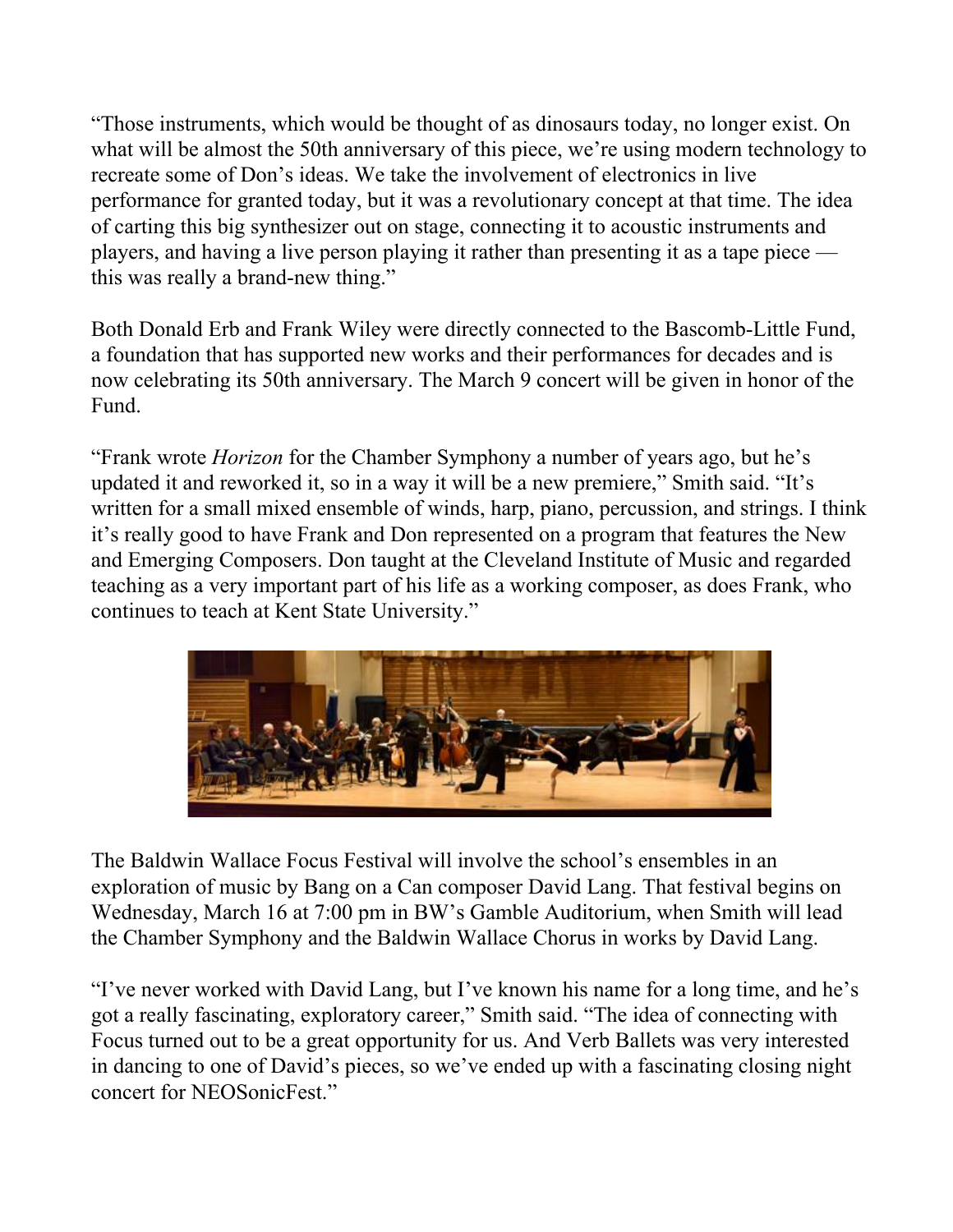"Those instruments, which would be thought of as dinosaurs today, no longer exist. On what will be almost the 50th anniversary of this piece, we're using modern technology to recreate some of Don's ideas. We take the involvement of electronics in live performance for granted today, but it was a revolutionary concept at that time. The idea of carting this big synthesizer out on stage, connecting it to acoustic instruments and players, and having a live person playing it rather than presenting it as a tape piece — this was really a brand-new thing."

Both Donald Erb and Frank Wiley were directly connected to the Bascomb-Little Fund, a foundation that has supported new works and their performances for decades and is now celebrating its 50th anniversary. The March 9 concert will be given in honor of the Fund.

"Frank wrote *Horizon* for the Chamber Symphony a number of years ago, but he's updated it and reworked it, so in a way it will be a new premiere," Smith said. "It's written for a small mixed ensemble of winds, harp, piano, percussion, and strings. I think it's really good to have Frank and Don represented on a program that features the New and Emerging Composers. Don taught at the Cleveland Institute of Music and regarded teaching as a very important part of his life as a working composer, as does Frank, who continues to teach at Kent State University."

The Baldwin Wallace Focus Festival will involve the school's ensembles in an exploration of music by Bang on a Can composer David Lang. That festival begins on Wednesday, March 16 at 7:00 pm in BW's Gamble Auditorium, when Smith will lead the Chamber Symphony and the Baldwin Wallace Chorus in works by David Lang.

"I've never worked with David Lang, but I've known his name for a long time, and he's got a really fascinating, exploratory career," Smith said. "The idea of connecting with Focus turned out to be a great opportunity for us. And Verb Ballets was very interested in dancing to one of David's pieces, so we've ended up with a fascinating closing night concert for NEOSonicFest."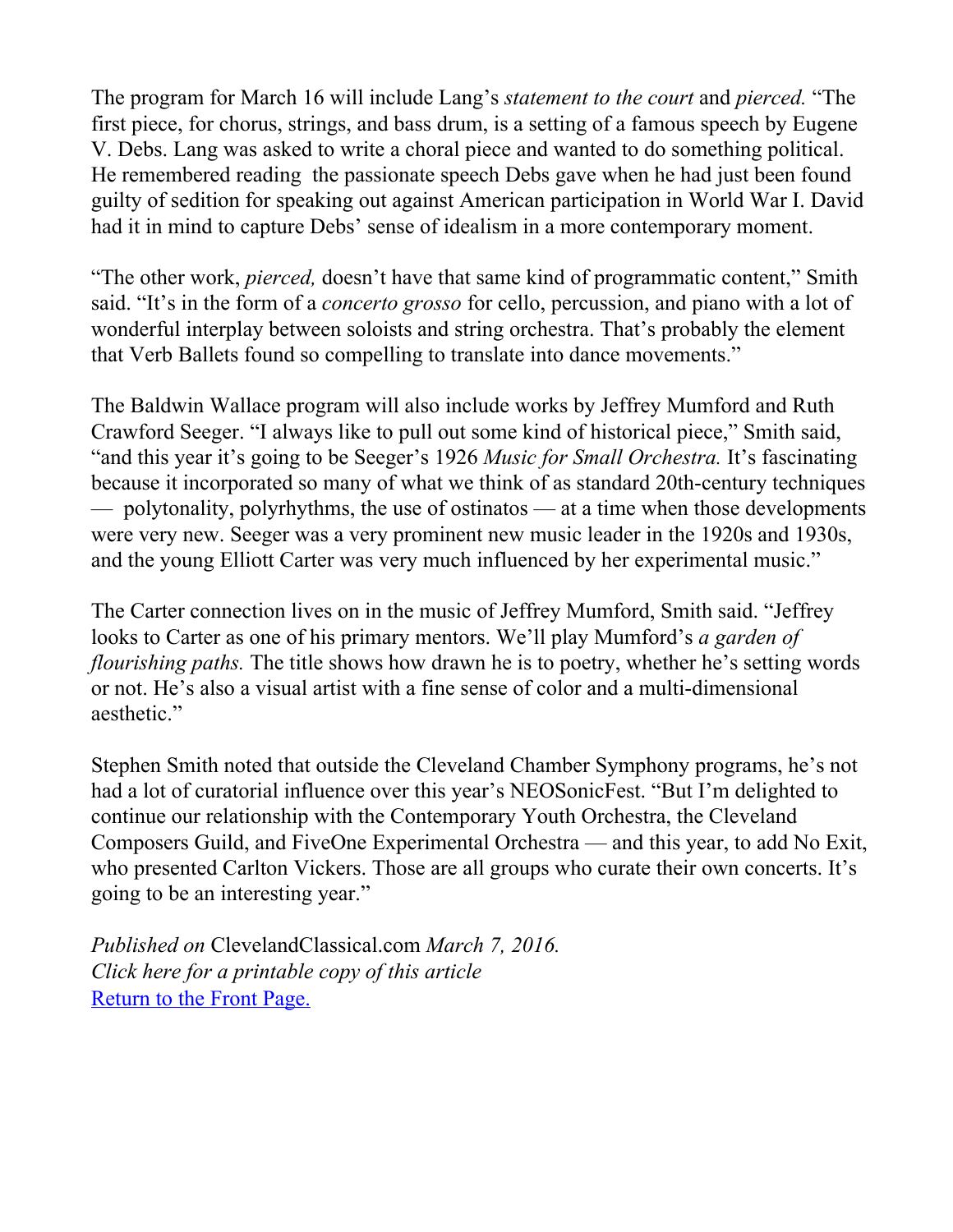The program for March 16 will include Lang's *statement to the court* and *pierced.* "The first piece, for chorus, strings, and bass drum, is a setting of a famous speech by Eugene V. Debs. Lang was asked to write a choral piece and wanted to do something political. He remembered reading the passionate speech Debs gave when he had just been found guilty of sedition for speaking out against American participation in World War I. David had it in mind to capture Debs' sense of idealism in a more contemporary moment.

"The other work, *pierced,* doesn't have that same kind of programmatic content," Smith said. "It's in the form of a *concerto grosso* for cello, percussion, and piano with a lot of wonderful interplay between soloists and string orchestra. That's probably the element that Verb Ballets found so compelling to translate into dance movements."

The Baldwin Wallace program will also include works by Jeffrey Mumford and Ruth Crawford Seeger. "I always like to pull out some kind of historical piece," Smith said, "and this year it's going to be Seeger's 1926 *Music for Small Orchestra.* It's fascinating because it incorporated so many of what we think of as standard 20th-century techniques — polytonality, polyrhythms, the use of ostinatos — at a time when those developments were very new. Seeger was a very prominent new music leader in the 1920s and 1930s, and the young Elliott Carter was very much influenced by her experimental music."

The Carter connection lives on in the music of Jeffrey Mumford, Smith said. "Jeffrey looks to Carter as one of his primary mentors. We'll play Mumford's *a garden of flourishing paths.* The title shows how drawn he is to poetry, whether he's setting words or not. He's also a visual artist with a fine sense of color and a multi-dimensional aesthetic."

Stephen Smith noted that outside the Cleveland Chamber Symphony programs, he's not had a lot of curatorial influence over this year's NEOSonicFest. "But I'm delighted to continue our relationship with the Contemporary Youth Orchestra, the Cleveland Composers Guild, and FiveOne Experimental Orchestra — and this year, to add No Exit, who presented Carlton Vickers. Those are all groups who curate their own concerts. It's going to be an interesting year."

*Published on* ClevelandClassical.com *March 7, 2016.*
*Click here for a printable copy of this article*
Return to the Front Page.